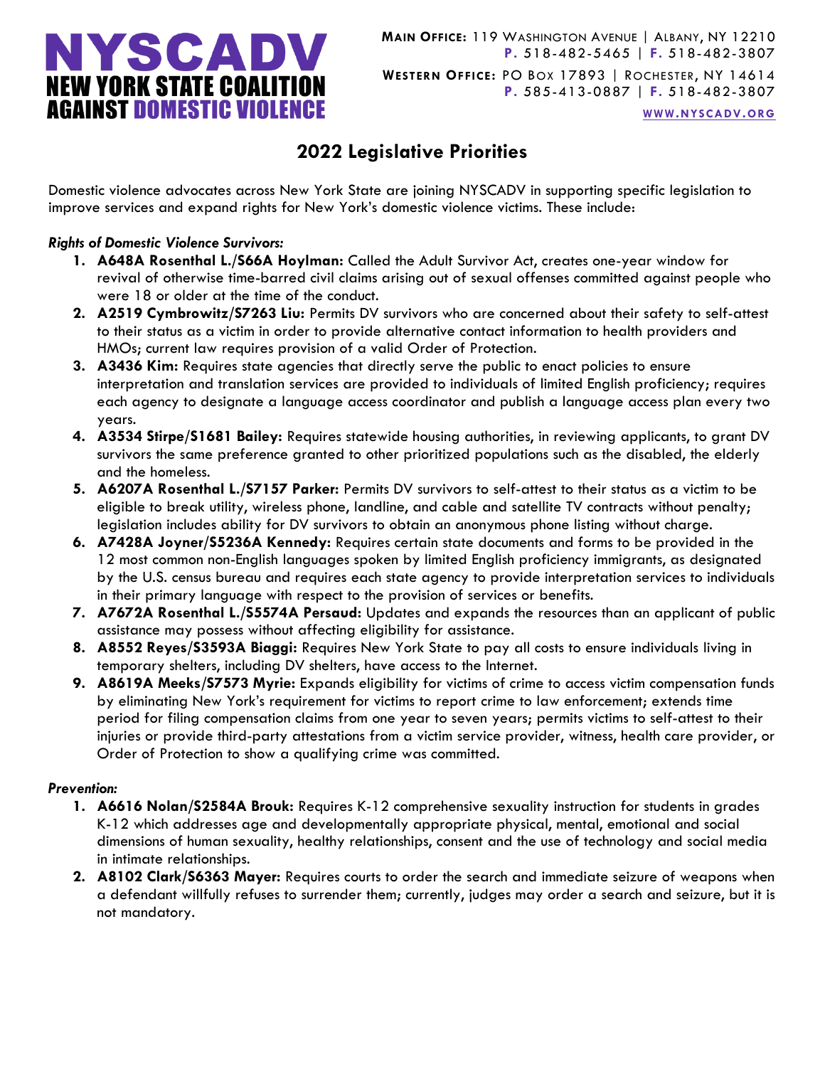**NYSCADV**
**NEW YORK STATE COALITION AGAINST DOMESTIC VIOLENCE**

**MAIN OFFICE:** 119 WASHINGTON AVENUE | ALBANY, NY 12210
**P.** 518-482-5465 | **F.** 518-482-3807

**WESTERN OFFICE:** PO BOX 17893 | ROCHESTER, NY 14614
**P.** 585-413-0887 | **F.** 518-482-3807

WWW.NYSCADV.ORG

# 2022 Legislative Priorities

Domestic violence advocates across New York State are joining NYSCADV in supporting specific legislation to improve services and expand rights for New York's domestic violence victims. These include:

***Rights of Domestic Violence Survivors:***

1. **A648A Rosenthal L./S66A Hoylman:** Called the Adult Survivor Act, creates one-year window for revival of otherwise time-barred civil claims arising out of sexual offenses committed against people who were 18 or older at the time of the conduct.
2. **A2519 Cymbrowitz/S7263 Liu:** Permits DV survivors who are concerned about their safety to self-attest to their status as a victim in order to provide alternative contact information to health providers and HMOs; current law requires provision of a valid Order of Protection.
3. **A3436 Kim:** Requires state agencies that directly serve the public to enact policies to ensure interpretation and translation services are provided to individuals of limited English proficiency; requires each agency to designate a language access coordinator and publish a language access plan every two years.
4. **A3534 Stirpe/S1681 Bailey:** Requires statewide housing authorities, in reviewing applicants, to grant DV survivors the same preference granted to other prioritized populations such as the disabled, the elderly and the homeless.
5. **A6207A Rosenthal L./S7157 Parker:** Permits DV survivors to self-attest to their status as a victim to be eligible to break utility, wireless phone, landline, and cable and satellite TV contracts without penalty; legislation includes ability for DV survivors to obtain an anonymous phone listing without charge.
6. **A7428A Joyner/S5236A Kennedy:** Requires certain state documents and forms to be provided in the 12 most common non-English languages spoken by limited English proficiency immigrants, as designated by the U.S. census bureau and requires each state agency to provide interpretation services to individuals in their primary language with respect to the provision of services or benefits.
7. **A7672A Rosenthal L./S5574A Persaud:** Updates and expands the resources than an applicant of public assistance may possess without affecting eligibility for assistance.
8. **A8552 Reyes/S3593A Biaggi:** Requires New York State to pay all costs to ensure individuals living in temporary shelters, including DV shelters, have access to the Internet.
9. **A8619A Meeks/S7573 Myrie:** Expands eligibility for victims of crime to access victim compensation funds by eliminating New York's requirement for victims to report crime to law enforcement; extends time period for filing compensation claims from one year to seven years; permits victims to self-attest to their injuries or provide third-party attestations from a victim service provider, witness, health care provider, or Order of Protection to show a qualifying crime was committed.

***Prevention:***

1. **A6616 Nolan/S2584A Brouk:** Requires K-12 comprehensive sexuality instruction for students in grades K-12 which addresses age and developmentally appropriate physical, mental, emotional and social dimensions of human sexuality, healthy relationships, consent and the use of technology and social media in intimate relationships.
2. **A8102 Clark/S6363 Mayer:** Requires courts to order the search and immediate seizure of weapons when a defendant willfully refuses to surrender them; currently, judges may order a search and seizure, but it is not mandatory.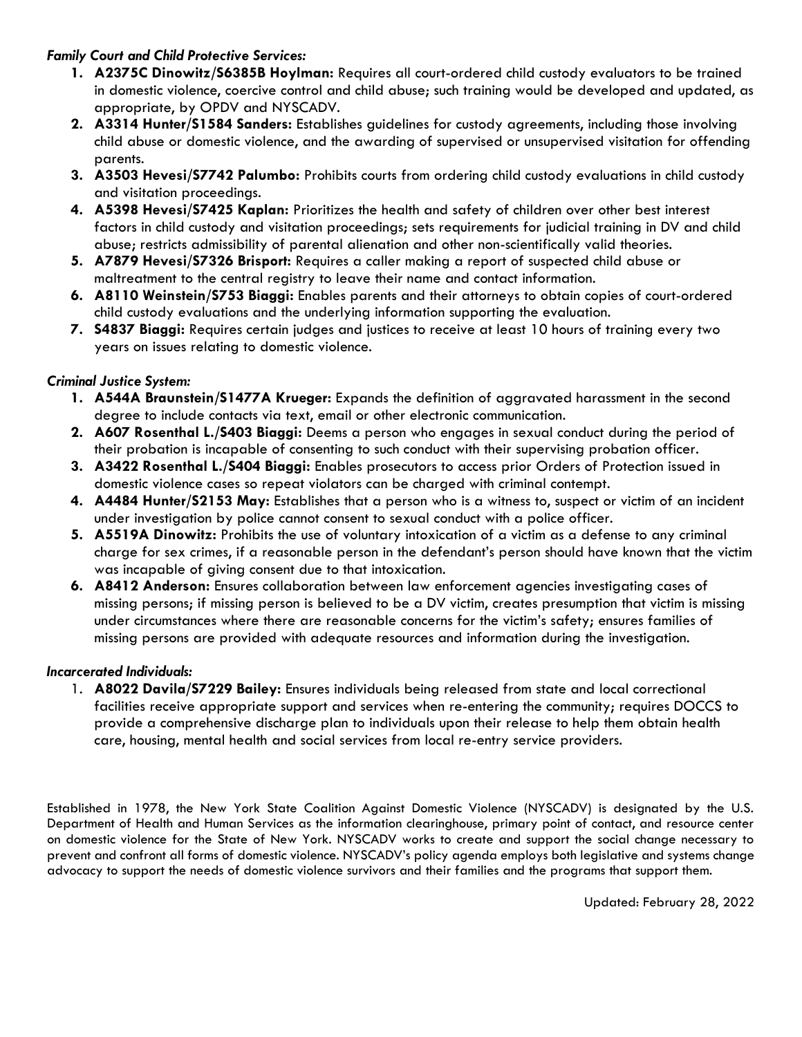***Family Court and Child Protective Services:***

1. **A2375C Dinowitz/S6385B Hoylman:** Requires all court-ordered child custody evaluators to be trained in domestic violence, coercive control and child abuse; such training would be developed and updated, as appropriate, by OPDV and NYSCADV.
2. **A3314 Hunter/S1584 Sanders:** Establishes guidelines for custody agreements, including those involving child abuse or domestic violence, and the awarding of supervised or unsupervised visitation for offending parents.
3. **A3503 Hevesi/S7742 Palumbo:** Prohibits courts from ordering child custody evaluations in child custody and visitation proceedings.
4. **A5398 Hevesi/S7425 Kaplan:** Prioritizes the health and safety of children over other best interest factors in child custody and visitation proceedings; sets requirements for judicial training in DV and child abuse; restricts admissibility of parental alienation and other non-scientifically valid theories.
5. **A7879 Hevesi/S7326 Brisport:** Requires a caller making a report of suspected child abuse or maltreatment to the central registry to leave their name and contact information.
6. **A8110 Weinstein/S753 Biaggi:** Enables parents and their attorneys to obtain copies of court-ordered child custody evaluations and the underlying information supporting the evaluation.
7. **S4837 Biaggi:** Requires certain judges and justices to receive at least 10 hours of training every two years on issues relating to domestic violence.

***Criminal Justice System:***

1. **A544A Braunstein/S1477A Krueger:** Expands the definition of aggravated harassment in the second degree to include contacts via text, email or other electronic communication.
2. **A607 Rosenthal L./S403 Biaggi:** Deems a person who engages in sexual conduct during the period of their probation is incapable of consenting to such conduct with their supervising probation officer.
3. **A3422 Rosenthal L./S404 Biaggi:** Enables prosecutors to access prior Orders of Protection issued in domestic violence cases so repeat violators can be charged with criminal contempt.
4. **A4484 Hunter/S2153 May:** Establishes that a person who is a witness to, suspect or victim of an incident under investigation by police cannot consent to sexual conduct with a police officer.
5. **A5519A Dinowitz:** Prohibits the use of voluntary intoxication of a victim as a defense to any criminal charge for sex crimes, if a reasonable person in the defendant's person should have known that the victim was incapable of giving consent due to that intoxication.
6. **A8412 Anderson:** Ensures collaboration between law enforcement agencies investigating cases of missing persons; if missing person is believed to be a DV victim, creates presumption that victim is missing under circumstances where there are reasonable concerns for the victim's safety; ensures families of missing persons are provided with adequate resources and information during the investigation.

***Incarcerated Individuals:***

1. **A8022 Davila/S7229 Bailey:** Ensures individuals being released from state and local correctional facilities receive appropriate support and services when re-entering the community; requires DOCCS to provide a comprehensive discharge plan to individuals upon their release to help them obtain health care, housing, mental health and social services from local re-entry service providers.

Established in 1978, the New York State Coalition Against Domestic Violence (NYSCADV) is designated by the U.S. Department of Health and Human Services as the information clearinghouse, primary point of contact, and resource center on domestic violence for the State of New York. NYSCADV works to create and support the social change necessary to prevent and confront all forms of domestic violence. NYSCADV's policy agenda employs both legislative and systems change advocacy to support the needs of domestic violence survivors and their families and the programs that support them.

Updated: February 28, 2022